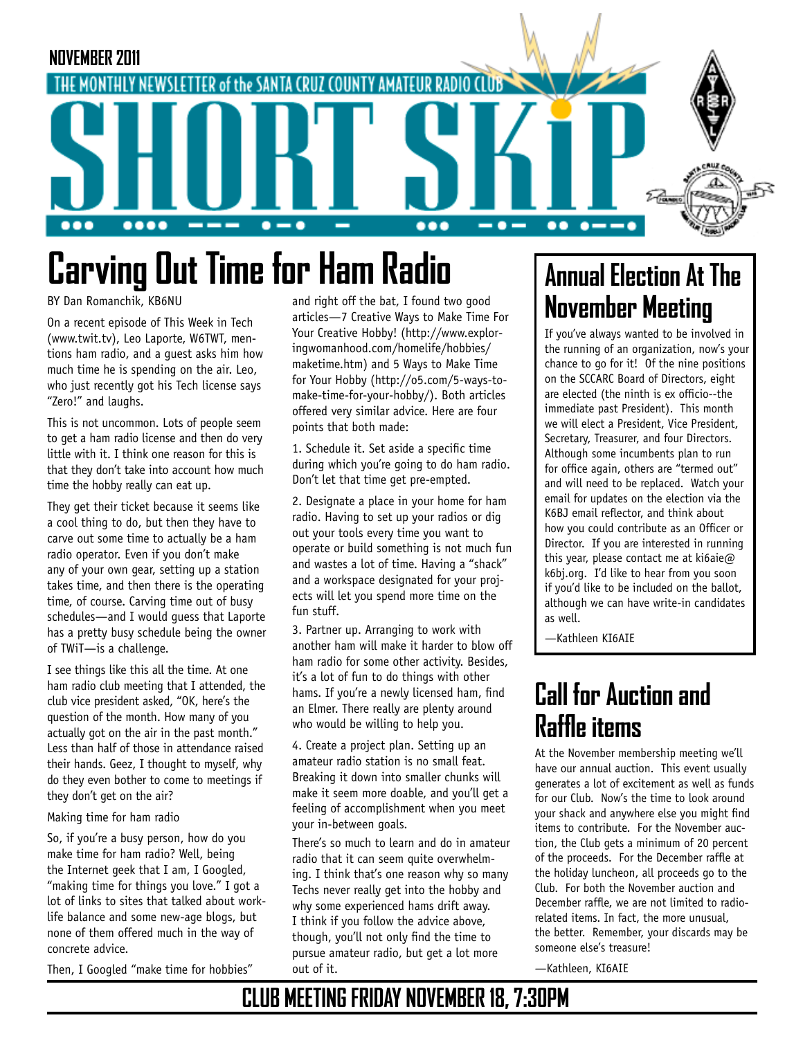NOVEMBER 2011

THE MONTHLY NEWSLETTER of the SANTA CRUZ COUNTY AMATEUR RADIO CLUB

# SHORT SKiP

# Carving Out Time for Ham Radio

BY Dan Romanchik, KB6NU

On a recent episode of This Week in Tech (www.twit.tv), Leo Laporte, W6TWT, mentions ham radio, and a guest asks him how much time he is spending on the air. Leo, who just recently got his Tech license says "Zero!" and laughs.

This is not uncommon. Lots of people seem to get a ham radio license and then do very little with it. I think one reason for this is that they don't take into account how much time the hobby really can eat up.

They get their ticket because it seems like a cool thing to do, but then they have to carve out some time to actually be a ham radio operator. Even if you don't make any of your own gear, setting up a station takes time, and then there is the operating time, of course. Carving time out of busy schedules—and I would guess that Laporte has a pretty busy schedule being the owner of TWiT—is a challenge.

I see things like this all the time. At one ham radio club meeting that I attended, the club vice president asked, "OK, here's the question of the month. How many of you actually got on the air in the past month." Less than half of those in attendance raised their hands. Geez, I thought to myself, why do they even bother to come to meetings if they don't get on the air?

Making time for ham radio

So, if you're a busy person, how do you make time for ham radio? Well, being the Internet geek that I am, I Googled, "making time for things you love." I got a lot of links to sites that talked about work-life balance and some new-age blogs, but none of them offered much in the way of concrete advice.

Then, I Googled "make time for hobbies" and right off the bat, I found two good articles—7 Creative Ways to Make Time For Your Creative Hobby! (http://www.exploringwomanhood.com/homelife/hobbies/maketime.htm) and 5 Ways to Make Time for Your Hobby (http://o5.com/5-ways-to-make-time-for-your-hobby/). Both articles offered very similar advice. Here are four points that both made:

1. Schedule it. Set aside a specific time during which you're going to do ham radio. Don't let that time get pre-empted.

2. Designate a place in your home for ham radio. Having to set up your radios or dig out your tools every time you want to operate or build something is not much fun and wastes a lot of time. Having a "shack" and a workspace designated for your projects will let you spend more time on the fun stuff.

3. Partner up. Arranging to work with another ham will make it harder to blow off ham radio for some other activity. Besides, it's a lot of fun to do things with other hams. If you're a newly licensed ham, find an Elmer. There really are plenty around who would be willing to help you.

4. Create a project plan. Setting up an amateur radio station is no small feat. Breaking it down into smaller chunks will make it seem more doable, and you'll get a feeling of accomplishment when you meet your in-between goals.

There's so much to learn and do in amateur radio that it can seem quite overwhelming. I think that's one reason why so many Techs never really get into the hobby and why some experienced hams drift away. I think if you follow the advice above, though, you'll not only find the time to pursue amateur radio, but get a lot more out of it.

# Annual Election At The November Meeting

If you've always wanted to be involved in the running of an organization, now's your chance to go for it! Of the nine positions on the SCCARC Board of Directors, eight are elected (the ninth is ex officio--the immediate past President). This month we will elect a President, Vice President, Secretary, Treasurer, and four Directors. Although some incumbents plan to run for office again, others are "termed out" and will need to be replaced. Watch your email for updates on the election via the K6BJ email reflector, and think about how you could contribute as an Officer or Director. If you are interested in running this year, please contact me at ki6aie@k6bj.org. I'd like to hear from you soon if you'd like to be included on the ballot, although we can have write-in candidates as well.

—Kathleen KI6AIE

# Call for Auction and Raffle items

At the November membership meeting we'll have our annual auction. This event usually generates a lot of excitement as well as funds for our Club. Now's the time to look around your shack and anywhere else you might find items to contribute. For the November auction, the Club gets a minimum of 20 percent of the proceeds. For the December raffle at the holiday luncheon, all proceeds go to the Club. For both the November auction and December raffle, we are not limited to radio-related items. In fact, the more unusual, the better. Remember, your discards may be someone else's treasure!

—Kathleen, KI6AIE

**CLUB MEETING FRIDAY NOVEMBER 18, 7:30PM**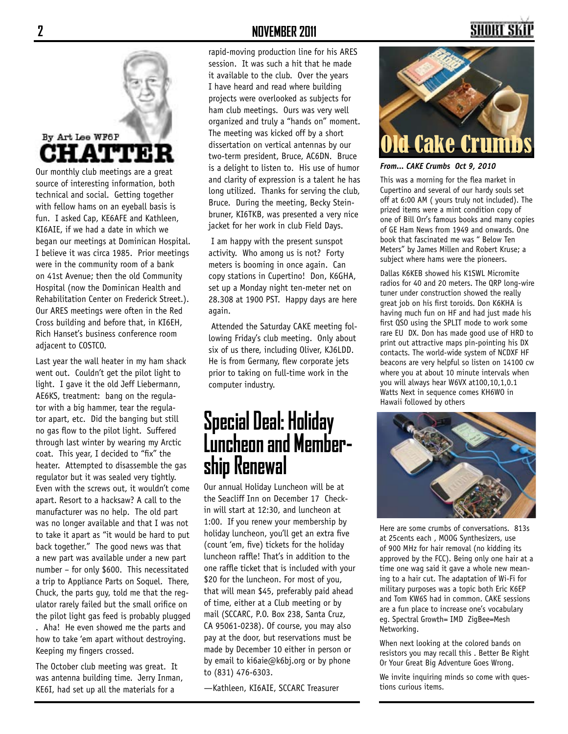By Art Lee WF6P

# CHATTER

Our monthly club meetings are a great source of interesting information, both technical and social. Getting together with fellow hams on an eyeball basis is fun. I asked Cap, KE6AFE and Kathleen, KI6AIE, if we had a date in which we began our meetings at Dominican Hospital. I believe it was circa 1985. Prior meetings were in the community room of a bank on 41st Avenue; then the old Community Hospital (now the Dominican Health and Rehabilitation Center on Frederick Street.). Our ARES meetings were often in the Red Cross building and before that, in KI6EH, Rich Hanset's business conference room adjacent to COSTCO.

Last year the wall heater in my ham shack went out. Couldn't get the pilot light to light. I gave it the old Jeff Liebermann, AE6KS, treatment: bang on the regulator with a big hammer, tear the regulator apart, etc. Did the banging but still no gas flow to the pilot light. Suffered through last winter by wearing my Arctic coat. This year, I decided to "fix" the heater. Attempted to disassemble the gas regulator but it was sealed very tightly. Even with the screws out, it wouldn't come apart. Resort to a hacksaw? A call to the manufacturer was no help. The old part was no longer available and that I was not to take it apart as "it would be hard to put back together." The good news was that a new part was available under a new part number – for only $600. This necessitated a trip to Appliance Parts on Soquel. There, Chuck, the parts guy, told me that the regulator rarely failed but the small orifice on the pilot light gas feed is probably plugged . Aha! He even showed me the parts and how to take 'em apart without destroying. Keeping my fingers crossed.

The October club meeting was great. It was antenna building time. Jerry Inman, KE6I, had set up all the materials for a rapid-moving production line for his ARES session. It was such a hit that he made it available to the club. Over the years I have heard and read where building projects were overlooked as subjects for ham club meetings. Ours was very well organized and truly a "hands on" moment. The meeting was kicked off by a short dissertation on vertical antennas by our two-term president, Bruce, AC6DN. Bruce is a delight to listen to. His use of humor and clarity of expression is a talent he has long utilized. Thanks for serving the club, Bruce. During the meeting, Becky Steinbruner, KI6TKB, was presented a very nice jacket for her work in club Field Days.

I am happy with the present sunspot activity. Who among us is not? Forty meters is booming in once again. Can copy stations in Cupertino! Don, K6GHA, set up a Monday night ten-meter net on 28.308 at 1900 PST. Happy days are here again.

Attended the Saturday CAKE meeting following Friday's club meeting. Only about six of us there, including Oliver, KJ6LDD. He is from Germany, flew corporate jets prior to taking on full-time work in the computer industry.

## Special Deal: Holiday Luncheon and Membership Renewal

Our annual Holiday Luncheon will be at the Seacliff Inn on December 17 Check-in will start at 12:30, and luncheon at 1:00. If you renew your membership by holiday luncheon, you'll get an extra five (count 'em, five) tickets for the holiday luncheon raffle! That's in addition to the one raffle ticket that is included with your $20 for the luncheon. For most of you, that will mean $45, preferably paid ahead of time, either at a Club meeting or by mail (SCCARC, P.O. Box 238, Santa Cruz, CA 95061-0238). Of course, you may also pay at the door, but reservations must be made by December 10 either in person or by email to ki6aie@k6bj.org or by phone to (831) 476-6303.

—Kathleen, KI6AIE, SCCARC Treasurer

## Old Cake Crumbs

***From... CAKE Crumbs Oct 9, 2010***

This was a morning for the flea market in Cupertino and several of our hardy souls set off at 6:00 AM ( yours truly not included). The prized items were a mint condition copy of one of Bill Orr's famous books and many copies of GE Ham News from 1949 and onwards. One book that fascinated me was " Below Ten Meters" by James Millen and Robert Kruse; a subject where hams were the pioneers.

Dallas K6KEB showed his K1SWL Micromite radios for 40 and 20 meters. The QRP long-wire tuner under construction showed the really great job on his first toroids. Don K6KHA is having much fun on HF and had just made his first QSO using the SPLIT mode to work some rare EU DX. Don has made good use of HRD to print out attractive maps pin-pointing his DX contacts. The world-wide system of NCDXF HF beacons are very helpful so listen on 14100 cw where you at about 10 minute intervals when you will always hear W6VX at100,10,1,0.1 Watts Next in sequence comes KH6WO in Hawaii followed by others

Here are some crumbs of conversations. 813s at 25cents each , MOOG Synthesizers, use of 900 MHz for hair removal (no kidding its approved by the FCC). Being only one hair at a time one wag said it gave a whole new meaning to a hair cut. The adaptation of Wi-Fi for military purposes was a topic both Eric K6EP and Tom KW6S had in common. CAKE sessions are a fun place to increase one's vocabulary eg. Spectral Growth= IMD ZigBee=Mesh Networking.

When next looking at the colored bands on resistors you may recall this . Better Be Right Or Your Great Big Adventure Goes Wrong.

We invite inquiring minds so come with questions curious items.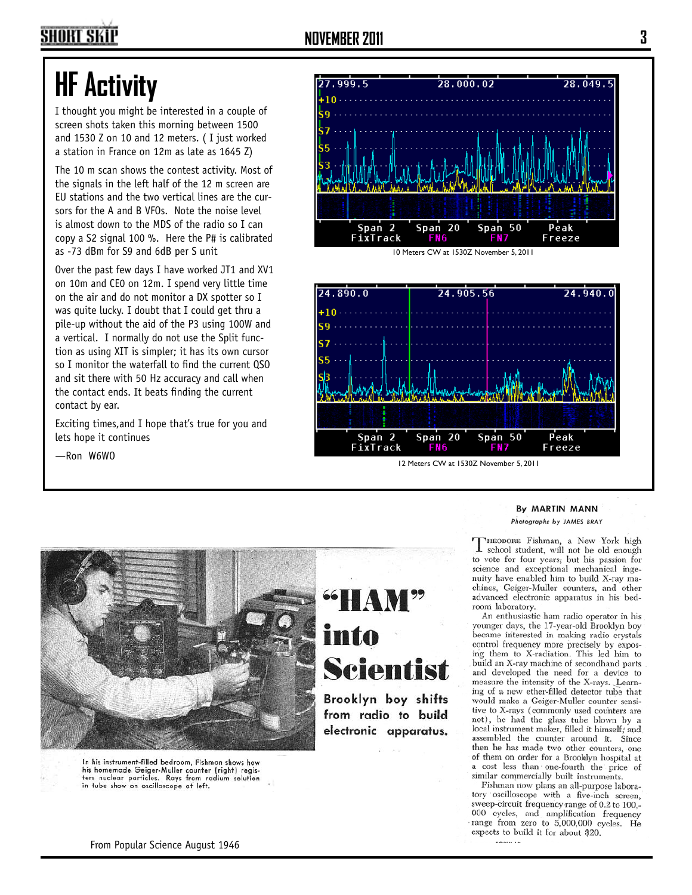# HF Activity

I thought you might be interested in a couple of screen shots taken this morning between 1500 and 1530 Z on 10 and 12 meters. ( I just worked a station in France on 12m as late as 1645 Z)

The 10 m scan shows the contest activity. Most of the signals in the left half of the 12 m screen are EU stations and the two vertical lines are the cursors for the A and B VFOs. Note the noise level is almost down to the MDS of the radio so I can copy a S2 signal 100 %. Here the P# is calibrated as -73 dBm for S9 and 6dB per S unit

Over the past few days I have worked JT1 and XV1 on 10m and CE0 on 12m. I spend very little time on the air and do not monitor a DX spotter so I was quite lucky. I doubt that I could get thru a pile-up without the aid of the P3 using 100W and a vertical. I normally do not use the Split function as using XIT is simpler; it has its own cursor so I monitor the waterfall to find the current QSO and sit there with 50 Hz accuracy and call when the contact ends. It beats finding the current contact by ear.

Exciting times,and I hope that's true for you and lets hope it continues

—Ron W6WO

10 Meters CW at 1530Z November 5, 2011

12 Meters CW at 1530Z November 5, 2011

# "HAM" into Scientist

**Brooklyn boy shifts from radio to build electronic apparatus.**

**By MARTIN MANN**

*Photographs by JAMES BRAY*

THEODORE Fishman, a New York high school student, will not be old enough to vote for four years, but his passion for science and exceptional mechanical ingenuity have enabled him to build X-ray machines, Geiger-Muller counters, and other advanced electronic apparatus in his bedroom laboratory.

An enthusiastic ham radio operator in his younger days, the 17-year-old Brooklyn boy became interested in making radio crystals control frequency more precisely by exposing them to X-radiation. This led him to build an X-ray machine of secondhand parts and developed the need for a device to measure the intensity of the X-rays. Learning of a new ether-filled detector tube that would make a Geiger-Muller counter sensitive to X-rays (commonly used counters are not), he had the glass tube blown by a local instrument maker, filled it himself, and assembled the counter around it. Since then he has made two other counters, one of them on order for a Brooklyn hospital at a cost less than one-fourth the price of similar commercially built instruments.

Fishman now plans an all-purpose laboratory oscilloscope with a five-inch screen, sweep-circuit frequency range of 0.2 to 100,000 cycles, and amplification frequency range from zero to 5,000,000 cycles. He expects to build it for about $20.

In his instrument-filled bedroom, Fishman shows how his homemade Geiger-Muller counter (right) registers nuclear particles. Rays from radium solution in tube show on oscilloscope at left.

From Popular Science August 1946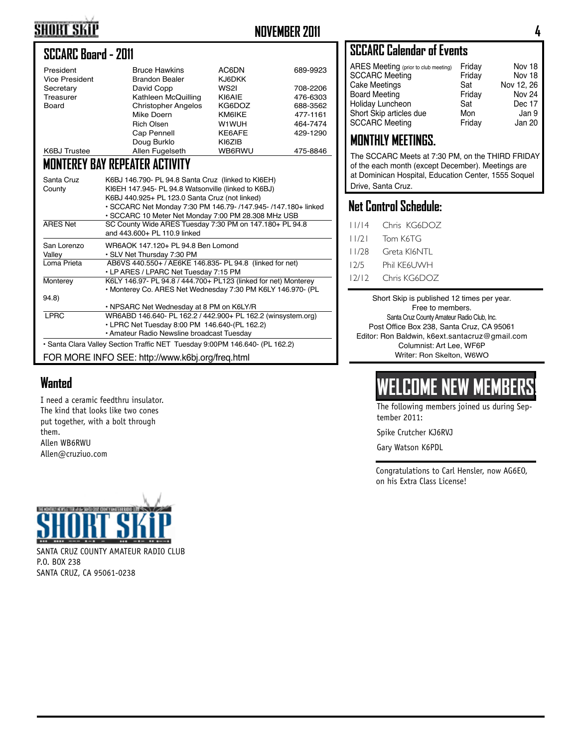## SCCARC Board - 2011

| | | | |
|---|---|---|---|
| President | Bruce Hawkins | AC6DN | 689-9923 |
| Vice President | Brandon Bealer | KJ6DKK | |
| Secretary | David Copp | WS2I | 708-2206 |
| Treasurer | Kathleen McQuilling | KI6AIE | 476-6303 |
| Board | Christopher Angelos | KG6DOZ | 688-3562 |
| | Mike Doern | KM6IKE | 477-1161 |
| | Rich Olsen | W1WUH | 464-7474 |
| | Cap Pennell | KE6AFE | 429-1290 |
| | Doug Burklo | KI6ZIB | |
| K6BJ Trustee | Allen Fugelseth | WB6RWU | 475-8846 |

## MONTEREY BAY REPEATER ACTIVITY

| | |
|---|---|
| Santa Cruz County | K6BJ 146.790- PL 94.8 Santa Cruz (linked to KI6EH)<br>KI6EH 147.945- PL 94.8 Watsonville (linked to K6BJ)<br>K6BJ 440.925+ PL 123.0 Santa Cruz (not linked)<br>• SCCARC Net Monday 7:30 PM 146.79- /147.945- /147.180+ linked<br>• SCCARC 10 Meter Net Monday 7:00 PM 28.308 MHz USB |
| ARES Net | SC County Wide ARES Tuesday 7:30 PM on 147.180+ PL 94.8 and 443.600+ PL 110.9 linked |
| San Lorenzo Valley | WR6AOK 147.120+ PL 94.8 Ben Lomond<br>• SLV Net Thursday 7:30 PM |
| Loma Prieta | AB6VS 440.550+ / AE6KE 146.835- PL 94.8 (linked for net)<br>• LP ARES / LPARC Net Tuesday 7:15 PM |
| Monterey | K6LY 146.97- PL 94.8 / 444.700+ PL123 (linked for net) Monterey<br>• Monterey Co. ARES Net Wednesday 7:30 PM K6LY 146.970- (PL 94.8)<br>• NPSARC Net Wednesday at 8 PM on K6LY/R |
| LPRC | WR6ABD 146.640- PL 162.2 / 442.900+ PL 162.2 (winsystem.org)<br>• LPRC Net Tuesday 8:00 PM 146.640-(PL 162.2)<br>• Amateur Radio Newsline broadcast Tuesday |

• Santa Clara Valley Section Traffic NET Tuesday 9:00PM 146.640- (PL 162.2)

FOR MORE INFO SEE: http://www.k6bj.org/freq.html

## Wanted

I need a ceramic feedthru insulator. The kind that looks like two cones put together, with a bolt through them.
Allen WB6RWU
Allen@cruziuo.com

SHORT SKIP
SANTA CRUZ COUNTY AMATEUR RADIO CLUB
P.O. BOX 238
SANTA CRUZ, CA 95061-0238

## SCCARC Calendar of Events

| | | |
|---|---|---|
| ARES Meeting (prior to club meeting) | Friday | Nov 18 |
| SCCARC Meeting | Friday | Nov 18 |
| Cake Meetings | Sat | Nov 12, 26 |
| Board Meeting | Friday | Nov 24 |
| Holiday Luncheon | Sat | Dec 17 |
| Short Skip articles due | Mon | Jan 9 |
| SCCARC Meeting | Friday | Jan 20 |

## MONTHLY MEETINGS.

The SCCARC Meets at 7:30 PM, on the THIRD FRIDAY of the each month (except December). Meetings are at Dominican Hospital, Education Center, 1555 Soquel Drive, Santa Cruz.

## Net Control Schedule:

| | |
|---|---|
| 11/14 | Chris KG6DOZ |
| 11/21 | Tom K6TG |
| 11/28 | Greta KI6NTL |
| 12/5 | Phil KE6UWH |
| 12/12 | Chris KG6DOZ |

Short Skip is published 12 times per year.
Free to members.
Santa Cruz County Amateur Radio Club, Inc.
Post Office Box 238, Santa Cruz, CA 95061
Editor: Ron Baldwin, k6ext.santacruz@gmail.com
Columnist: Art Lee, WF6P
Writer: Ron Skelton, W6WO

## WELCOME NEW MEMBERS!

The following members joined us during September 2011:

Spike Crutcher KJ6RVJ

Gary Watson K6PDL

Congratulations to Carl Hensler, now AG6EO, on his Extra Class License!